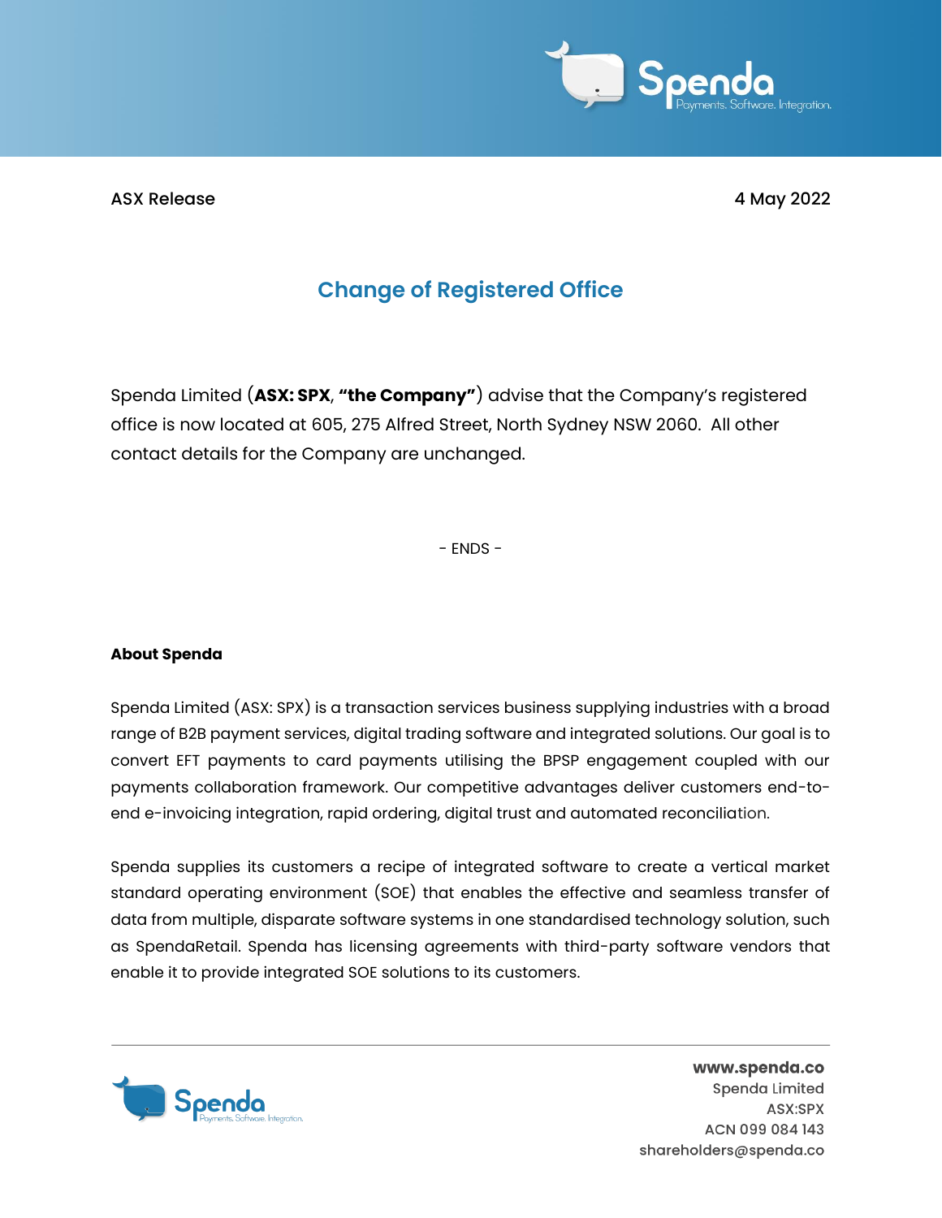ASX Release

4 May 2022

# Change of Registered Office

Spenda Limited (**ASX: SPX**, **"the Company"**) advise that the Company's registered office is now located at 605, 275 Alfred Street, North Sydney NSW 2060. All other contact details for the Company are unchanged.

- ENDS -

**About Spenda**

Spenda Limited (ASX: SPX) is a transaction services business supplying industries with a broad range of B2B payment services, digital trading software and integrated solutions. Our goal is to convert EFT payments to card payments utilising the BPSP engagement coupled with our payments collaboration framework. Our competitive advantages deliver customers end-to-end e-invoicing integration, rapid ordering, digital trust and automated reconciliation.

Spenda supplies its customers a recipe of integrated software to create a vertical market standard operating environment (SOE) that enables the effective and seamless transfer of data from multiple, disparate software systems in one standardised technology solution, such as SpendaRetail. Spenda has licensing agreements with third-party software vendors that enable it to provide integrated SOE solutions to its customers.

**www.spenda.co**
Spenda Limited
ASX:SPX
ACN 099 084 143
shareholders@spenda.co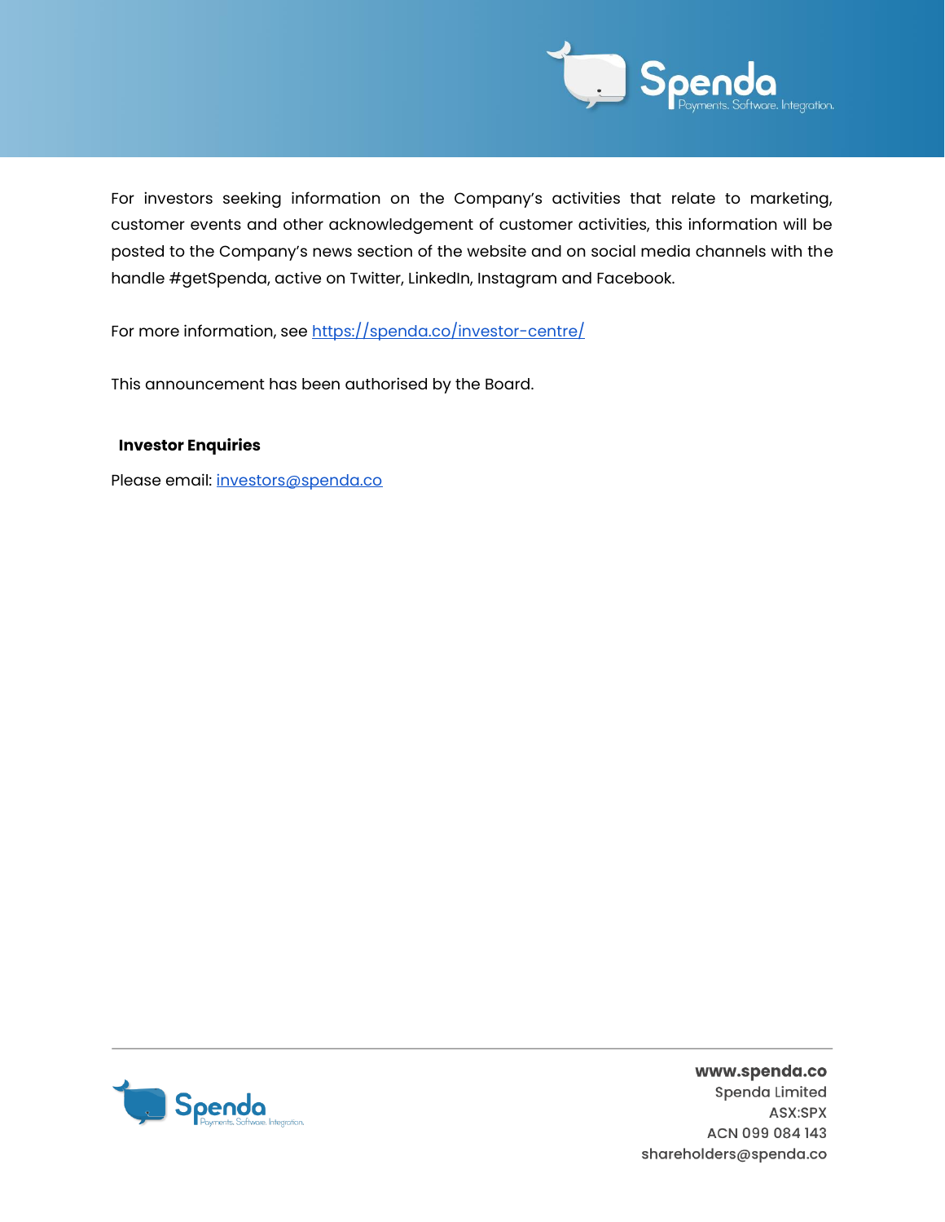For investors seeking information on the Company's activities that relate to marketing, customer events and other acknowledgement of customer activities, this information will be posted to the Company's news section of the website and on social media channels with the handle #getSpenda, active on Twitter, LinkedIn, Instagram and Facebook.

For more information, see https://spenda.co/investor-centre/

This announcement has been authorised by the Board.

**Investor Enquiries**

Please email: investors@spenda.co